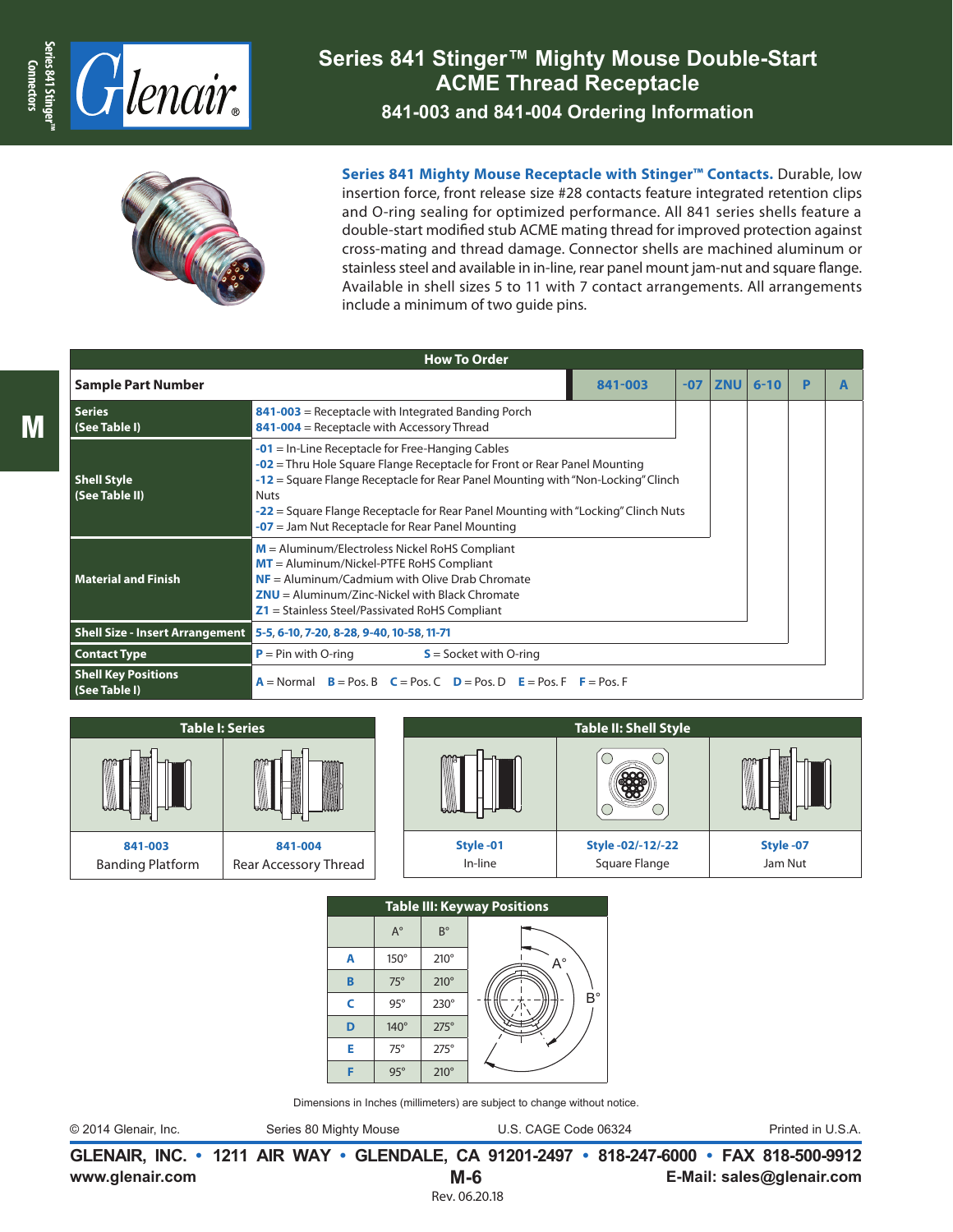# Series 841 Stinger™ Mighty Mouse Double-Start ACME Thread Receptacle

## 841-003 and 841-004 Ordering Information

**Series 841 Mighty Mouse Receptacle with Stinger™ Contacts.** Durable, low insertion force, front release size #28 contacts feature integrated retention clips and O-ring sealing for optimized performance. All 841 series shells feature a double-start modified stub ACME mating thread for improved protection against cross-mating and thread damage. Connector shells are machined aluminum or stainless steel and available in in-line, rear panel mount jam-nut and square flange. Available in shell sizes 5 to 11 with 7 contact arrangements. All arrangements include a minimum of two guide pins.

### How To Order

| Sample Part Number | 841-003 | -07 | ZNU | 6-10 | P | A |
|---|---|---|---|---|---|---|
| **Series (See Table I)** | **841-003** = Receptacle with Integrated Banding Porch<br>**841-004** = Receptacle with Accessory Thread | | | | | |
| **Shell Style (See Table II)** | **-01** = In-Line Receptacle for Free-Hanging Cables<br>**-02** = Thru Hole Square Flange Receptacle for Front or Rear Panel Mounting<br>**-12** = Square Flange Receptacle for Rear Panel Mounting with "Non-Locking" Clinch Nuts<br>**-22** = Square Flange Receptacle for Rear Panel Mounting with "Locking" Clinch Nuts<br>**-07** = Jam Nut Receptacle for Rear Panel Mounting | | | | | |
| **Material and Finish** | **M** = Aluminum/Electroless Nickel RoHS Compliant<br>**MT** = Aluminum/Nickel-PTFE RoHS Compliant<br>**NF** = Aluminum/Cadmium with Olive Drab Chromate<br>**ZNU** = Aluminum/Zinc-Nickel with Black Chromate<br>**Z1** = Stainless Steel/Passivated RoHS Compliant | | | | | |
| **Shell Size - Insert Arrangement** | **5-5**, **6-10**, **7-20**, **8-28**, **9-40**, **10-58**, **11-71** | | | | | |
| **Contact Type** | **P** = Pin with O-ring    **S** = Socket with O-ring | | | | | |
| **Shell Key Positions (See Table I)** | **A** = Normal  **B** = Pos. B  **C** = Pos. C  **D** = Pos. D  **E** = Pos. F  **F** = Pos. F | | | | | |

### Table I: Series

| 841-003 | 841-004 |
|---|---|
| Banding Platform | Rear Accessory Thread |

### Table II: Shell Style

| Style -01 | Style -02/-12/-22 | Style -07 |
|---|---|---|
| In-line | Square Flange | Jam Nut |

### Table III: Keyway Positions

| | A° | B° |
|---|---|---|
| **A** | 150° | 210° |
| **B** | 75° | 210° |
| **C** | 95° | 230° |
| **D** | 140° | 275° |
| **E** | 75° | 275° |
| **F** | 95° | 210° |

Dimensions in Inches (millimeters) are subject to change without notice.

© 2014 Glenair, Inc. Series 80 Mighty Mouse U.S. CAGE Code 06324 Printed in U.S.A.

**GLENAIR, INC. • 1211 AIR WAY • GLENDALE, CA 91201-2497 • 818-247-6000 • FAX 818-500-9912**

**www.glenair.com** **M-6** **E-Mail: sales@glenair.com**

Rev. 06.20.18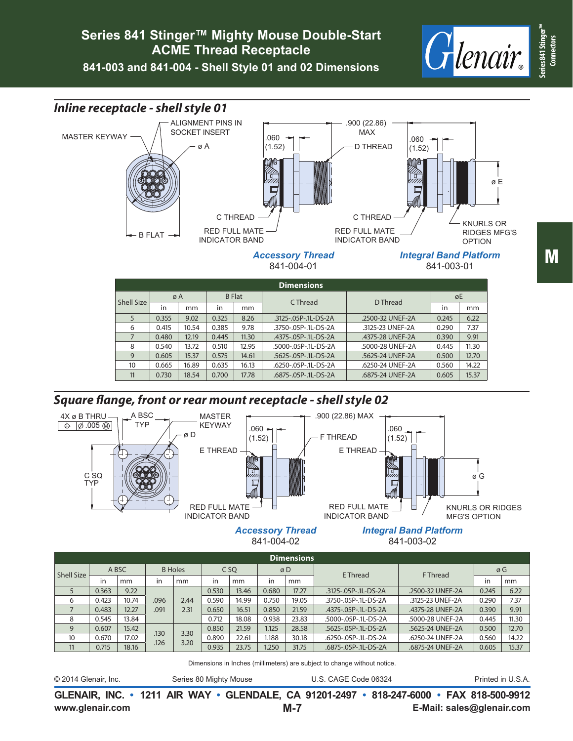# Series 841 Stinger™ Mighty Mouse Double-Start ACME Thread Receptacle

## 841-003 and 841-004 - Shell Style 01 and 02 Dimensions

## Inline receptacle - shell style 01

MASTER KEYWAY
ALIGNMENT PINS IN SOCKET INSERT
ø A
B FLAT
.060 (1.52)
.900 (22.86) MAX
D THREAD
C THREAD
RED FULL MATE INDICATOR BAND
.060 (1.52)
ø E
C THREAD
RED FULL MATE INDICATOR BAND
KNURLS OR RIDGES MFG'S OPTION

***Accessory Thread***
841-004-01

***Integral Band Platform***
841-003-01

| Shell Size | ø A | | B Flat | | C Thread | D Thread | øE | |
|---|---|---|---|---|---|---|---|---|
| | in | mm | in | mm | | | in | mm |
| 5 | 0.355 | 9.02 | 0.325 | 8.26 | .3125-.05P-.1L-DS-2A | .2500-32 UNEF-2A | 0.245 | 6.22 |
| 6 | 0.415 | 10.54 | 0.385 | 9.78 | .3750-.05P-.1L-DS-2A | .3125-23 UNEF-2A | 0.290 | 7.37 |
| 7 | 0.480 | 12.19 | 0.445 | 11.30 | .4375-.05P-.1L-DS-2A | .4375-28 UNEF-2A | 0.390 | 9.91 |
| 8 | 0.540 | 13.72 | 0.510 | 12.95 | .5000-.05P-.1L-DS-2A | .5000-28 UNEF-2A | 0.445 | 11.30 |
| 9 | 0.605 | 15.37 | 0.575 | 14.61 | .5625-.05P-.1L-DS-2A | .5625-24 UNEF-2A | 0.500 | 12.70 |
| 10 | 0.665 | 16.89 | 0.635 | 16.13 | .6250-.05P-.1L-DS-2A | .6250-24 UNEF-2A | 0.560 | 14.22 |
| 11 | 0.730 | 18.54 | 0.700 | 17.78 | .6875-.05P-.1L-DS-2A | .6875-24 UNEF-2A | 0.605 | 15.37 |

## Square flange, front or rear mount receptacle - shell style 02

4X ø B THRU
⌖ Ø .005 Ⓜ
A BSC TYP
MASTER KEYWAY
ø D
C SQ TYP
.060 (1.52)
.900 (22.86) MAX
F THREAD
E THREAD
RED FULL MATE INDICATOR BAND
.060 (1.52)
E THREAD
ø G
RED FULL MATE INDICATOR BAND
KNURLS OR RIDGES MFG'S OPTION

***Accessory Thread***
841-004-02

***Integral Band Platform***
841-003-02

| Shell Size | A BSC | | B Holes | | C SQ | | ø D | | E Thread | F Thread | ø G | |
|---|---|---|---|---|---|---|---|---|---|---|---|---|
| | in | mm | in | mm | in | mm | in | mm | | | in | mm |
| 5 | 0.363 | 9.22 | | | 0.530 | 13.46 | 0.680 | 17.27 | .3125-.05P-.1L-DS-2A | .2500-32 UNEF-2A | 0.245 | 6.22 |
| 6 | 0.423 | 10.74 | .096 | 2.44 | 0.590 | 14.99 | 0.750 | 19.05 | .3750-.05P-.1L-DS-2A | .3125-23 UNEF-2A | 0.290 | 7.37 |
| 7 | 0.483 | 12.27 | .091 | 2.31 | 0.650 | 16.51 | 0.850 | 21.59 | .4375-.05P-.1L-DS-2A | .4375-28 UNEF-2A | 0.390 | 9.91 |
| 8 | 0.545 | 13.84 | | | 0.712 | 18.08 | 0.938 | 23.83 | .5000-.05P-.1L-DS-2A | .5000-28 UNEF-2A | 0.445 | 11.30 |
| 9 | 0.607 | 15.42 | .130 | 3.30 | 0.850 | 21.59 | 1.125 | 28.58 | .5625-.05P-.1L-DS-2A | .5625-24 UNEF-2A | 0.500 | 12.70 |
| 10 | 0.670 | 17.02 | .126 | 3.20 | 0.890 | 22.61 | 1.188 | 30.18 | .6250-.05P-.1L-DS-2A | .6250-24 UNEF-2A | 0.560 | 14.22 |
| 11 | 0.715 | 18.16 | | | 0.935 | 23.75 | 1.250 | 31.75 | .6875-.05P-.1L-DS-2A | .6875-24 UNEF-2A | 0.605 | 15.37 |

Dimensions in Inches (millimeters) are subject to change without notice.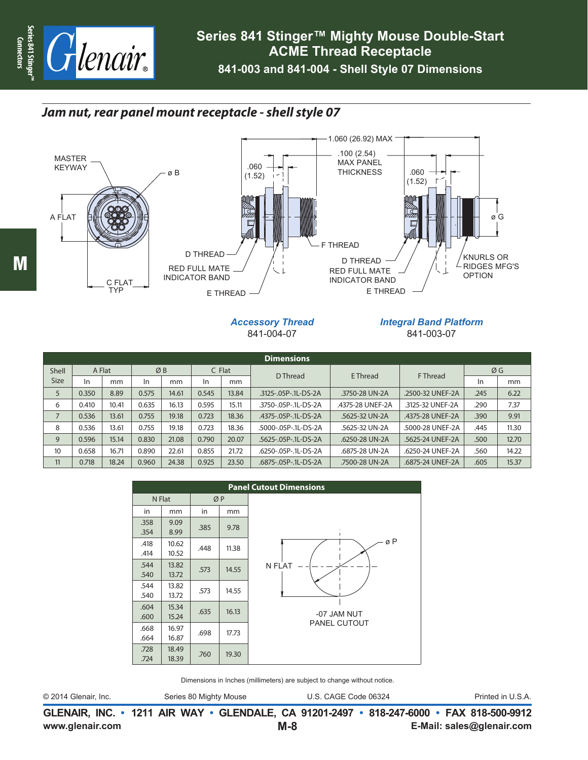# Series 841 Stinger™ Mighty Mouse Double-Start ACME Thread Receptacle

## 841-003 and 841-004 - Shell Style 07 Dimensions

## *Jam nut, rear panel mount receptacle - shell style 07*

MASTER KEYWAY

ø B

A FLAT

C FLAT TYP

.060 (1.52)

1.060 (26.92) MAX

.100 (2.54) MAX PANEL THICKNESS

.060 (1.52)

ø G

D THREAD

RED FULL MATE INDICATOR BAND

E THREAD

F THREAD

D THREAD

RED FULL MATE INDICATOR BAND

E THREAD

KNURLS OR RIDGES MFG'S OPTION

***Accessory Thread***
841-004-07

***Integral Band Platform***
841-003-07

| Shell Size | A Flat | | Ø B | | C Flat | | D Thread | E Thread | F Thread | Ø G | |
|---|---|---|---|---|---|---|---|---|---|---|---|
| | In | mm | In | mm | In | mm | | | | In | mm |
| 5 | 0.350 | 8.89 | 0.575 | 14.61 | 0.545 | 13.84 | .3125-.05P-.1L-DS-2A | .3750-28 UN-2A | .2500-32 UNEF-2A | .245 | 6.22 |
| 6 | 0.410 | 10.41 | 0.635 | 16.13 | 0.595 | 15.11 | .3750-.05P-.1L-DS-2A | .4375-28 UNEF-2A | .3125-32 UNEF-2A | .290 | 7.37 |
| 7 | 0.536 | 13.61 | 0.755 | 19.18 | 0.723 | 18.36 | .4375-.05P-.1L-DS-2A | .5625-32 UN-2A | .4375-28 UNEF-2A | .390 | 9.91 |
| 8 | 0.536 | 13.61 | 0.755 | 19.18 | 0.723 | 18.36 | .5000-.05P-.1L-DS-2A | .5625-32 UN-2A | .5000-28 UNEF-2A | .445 | 11.30 |
| 9 | 0.596 | 15.14 | 0.830 | 21.08 | 0.790 | 20.07 | .5625-.05P-.1L-DS-2A | .6250-28 UN-2A | .5625-24 UNEF-2A | .500 | 12.70 |
| 10 | 0.658 | 16.71 | 0.890 | 22.61 | 0.855 | 21.72 | .6250-.05P-.1L-DS-2A | .6875-28 UN-2A | .6250-24 UNEF-2A | .560 | 14.22 |
| 11 | 0.718 | 18.24 | 0.960 | 24.38 | 0.925 | 23.50 | .6875-.05P-.1L-DS-2A | .7500-28 UN-2A | .6875-24 UNEF-2A | .605 | 15.37 |

**Panel Cutout Dimensions**

| N Flat | | Ø P | |
|---|---|---|---|
| in | mm | in | mm |
| .358 / .354 | 9.09 / 8.99 | .385 | 9.78 |
| .418 / .414 | 10.62 / 10.52 | .448 | 11.38 |
| .544 / .540 | 13.82 / 13.72 | .573 | 14.55 |
| .544 / .540 | 13.82 / 13.72 | .573 | 14.55 |
| .604 / .600 | 15.34 / 15.24 | .635 | 16.13 |
| .668 / .664 | 16.97 / 16.87 | .698 | 17.73 |
| .728 / .724 | 18.49 / 18.39 | .760 | 19.30 |

ø P

N FLAT

-07 JAM NUT PANEL CUTOUT

Dimensions in Inches (millimeters) are subject to change without notice.

© 2014 Glenair, Inc. Series 80 Mighty Mouse U.S. CAGE Code 06324 Printed in U.S.A.

**GLENAIR, INC. • 1211 AIR WAY • GLENDALE, CA 91201-2497 • 818-247-6000 • FAX 818-500-9912**
**www.glenair.com** **E-Mail: sales@glenair.com**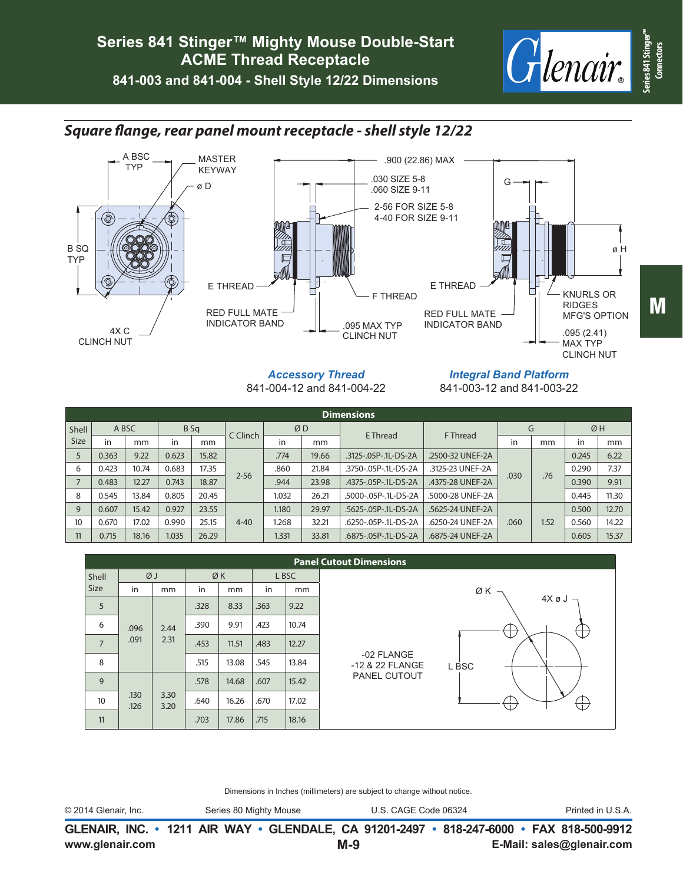# Series 841 Stinger™ Mighty Mouse Double-Start ACME Thread Receptacle

## 841-003 and 841-004 - Shell Style 12/22 Dimensions

### *Square flange, rear panel mount receptacle - shell style 12/22*

A BSC TYP
MASTER KEYWAY
ø D
B SQ TYP
4X C CLINCH NUT
.900 (22.86) MAX
.030 SIZE 5-8
.060 SIZE 9-11
2-56 FOR SIZE 5-8
4-40 FOR SIZE 9-11
E THREAD
F THREAD
RED FULL MATE INDICATOR BAND
.095 MAX TYP CLINCH NUT
G
ø H
KNURLS OR RIDGES MFG'S OPTION
.095 (2.41) MAX TYP CLINCH NUT

***Accessory Thread***
841-004-12 and 841-004-22

***Integral Band Platform***
841-003-12 and 841-003-22

**Dimensions**

| Shell Size | A BSC | | B Sq | | C Clinch | Ø D | | E Thread | F Thread | G | | Ø H | |
|---|---|---|---|---|---|---|---|---|---|---|---|---|---|
| | in | mm | in | mm | | in | mm | | | in | mm | in | mm |
| 5 | 0.363 | 9.22 | 0.623 | 15.82 | 2-56 | .774 | 19.66 | .3125-.05P-.1L-DS-2A | .2500-32 UNEF-2A | .030 | .76 | 0.245 | 6.22 |
| 6 | 0.423 | 10.74 | 0.683 | 17.35 | | .860 | 21.84 | .3750-.05P-.1L-DS-2A | .3125-23 UNEF-2A | | | 0.290 | 7.37 |
| 7 | 0.483 | 12.27 | 0.743 | 18.87 | | .944 | 23.98 | .4375-.05P-.1L-DS-2A | .4375-28 UNEF-2A | | | 0.390 | 9.91 |
| 8 | 0.545 | 13.84 | 0.805 | 20.45 | | 1.032 | 26.21 | .5000-.05P-.1L-DS-2A | .5000-28 UNEF-2A | | | 0.445 | 11.30 |
| 9 | 0.607 | 15.42 | 0.927 | 23.55 | 4-40 | 1.180 | 29.97 | .5625-.05P-.1L-DS-2A | .5625-24 UNEF-2A | .060 | 1.52 | 0.500 | 12.70 |
| 10 | 0.670 | 17.02 | 0.990 | 25.15 | | 1.268 | 32.21 | .6250-.05P-.1L-DS-2A | .6250-24 UNEF-2A | | | 0.560 | 14.22 |
| 11 | 0.715 | 18.16 | 1.035 | 26.29 | | 1.331 | 33.81 | .6875-.05P-.1L-DS-2A | .6875-24 UNEF-2A | | | 0.605 | 15.37 |

**Panel Cutout Dimensions**

| Shell Size | Ø J | | Ø K | | L BSC | |
|---|---|---|---|---|---|---|
| | in | mm | in | mm | in | mm |
| 5 | .096 .091 | 2.44 2.31 | .328 | 8.33 | .363 | 9.22 |
| 6 | | | .390 | 9.91 | .423 | 10.74 |
| 7 | | | .453 | 11.51 | .483 | 12.27 |
| 8 | | | .515 | 13.08 | .545 | 13.84 |
| 9 | .130 .126 | 3.30 3.20 | .578 | 14.68 | .607 | 15.42 |
| 10 | | | .640 | 16.26 | .670 | 17.02 |
| 11 | | | .703 | 17.86 | .715 | 18.16 |

-02 FLANGE
-12 & 22 FLANGE
PANEL CUTOUT

Ø K
4X ø J
L BSC

Dimensions in Inches (millimeters) are subject to change without notice.

© 2014 Glenair, Inc. Series 80 Mighty Mouse U.S. CAGE Code 06324 Printed in U.S.A.